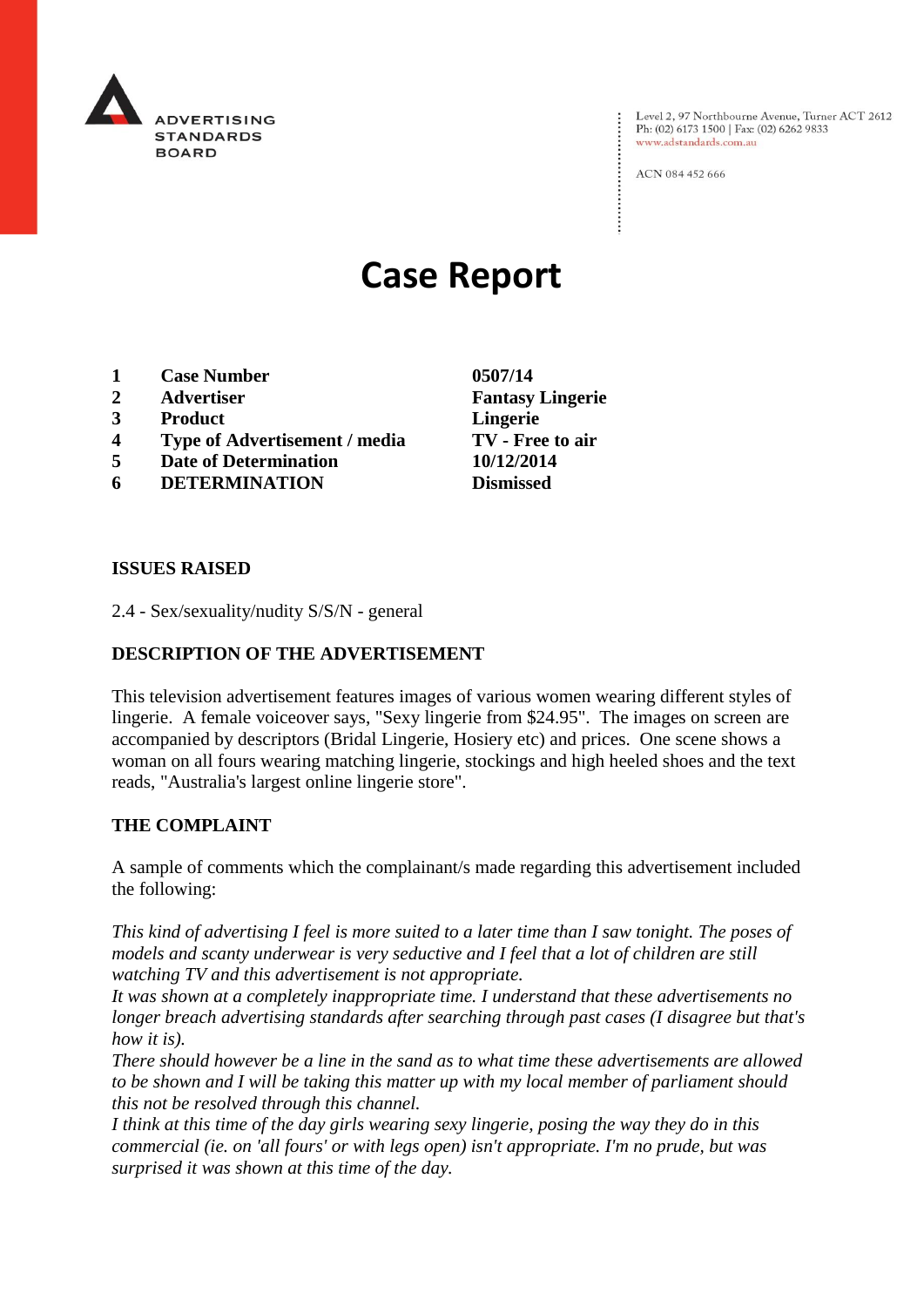ADVERTISING STANDARDS BOARD

Level 2, 97 Northbourne Avenue, Turner ACT 2612
Ph: (02) 6173 1500 | Fax: (02) 6262 9833
www.adstandards.com.au

ACN 084 452 666

# Case Report

| | | |
|---|---|---|
| **1** | **Case Number** | **0507/14** |
| **2** | **Advertiser** | **Fantasy Lingerie** |
| **3** | **Product** | **Lingerie** |
| **4** | **Type of Advertisement / media** | **TV - Free to air** |
| **5** | **Date of Determination** | **10/12/2014** |
| **6** | **DETERMINATION** | **Dismissed** |

**ISSUES RAISED**

2.4 - Sex/sexuality/nudity S/S/N - general

**DESCRIPTION OF THE ADVERTISEMENT**

This television advertisement features images of various women wearing different styles of lingerie. A female voiceover says, "Sexy lingerie from $24.95". The images on screen are accompanied by descriptors (Bridal Lingerie, Hosiery etc) and prices. One scene shows a woman on all fours wearing matching lingerie, stockings and high heeled shoes and the text reads, "Australia's largest online lingerie store".

**THE COMPLAINT**

A sample of comments which the complainant/s made regarding this advertisement included the following:

*This kind of advertising I feel is more suited to a later time than I saw tonight. The poses of models and scanty underwear is very seductive and I feel that a lot of children are still watching TV and this advertisement is not appropriate.*
*It was shown at a completely inappropriate time. I understand that these advertisements no longer breach advertising standards after searching through past cases (I disagree but that's how it is).*
*There should however be a line in the sand as to what time these advertisements are allowed to be shown and I will be taking this matter up with my local member of parliament should this not be resolved through this channel.*
*I think at this time of the day girls wearing sexy lingerie, posing the way they do in this commercial (ie. on 'all fours' or with legs open) isn't appropriate. I'm no prude, but was surprised it was shown at this time of the day.*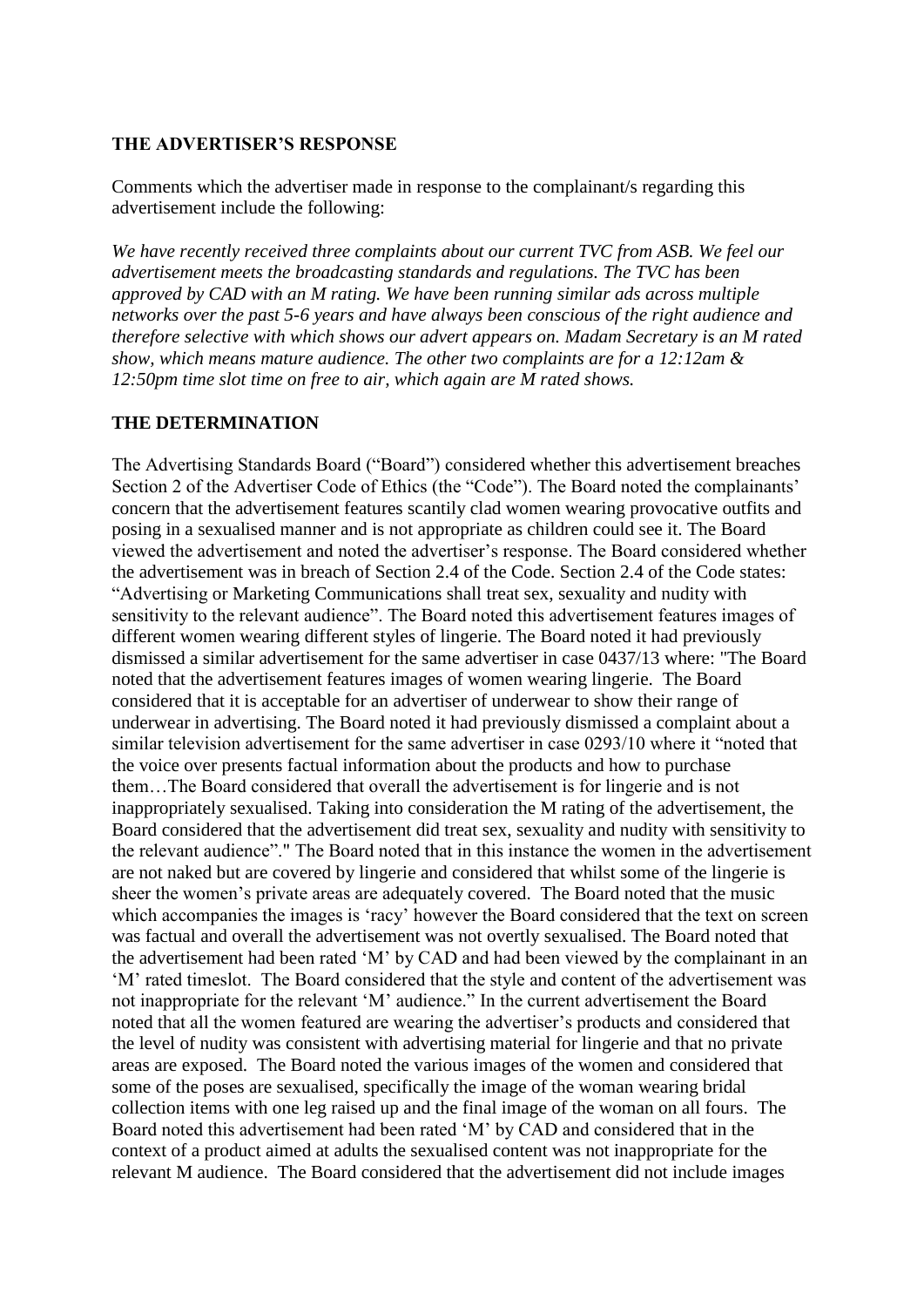**THE ADVERTISER'S RESPONSE**

Comments which the advertiser made in response to the complainant/s regarding this advertisement include the following:

*We have recently received three complaints about our current TVC from ASB. We feel our advertisement meets the broadcasting standards and regulations. The TVC has been approved by CAD with an M rating. We have been running similar ads across multiple networks over the past 5-6 years and have always been conscious of the right audience and therefore selective with which shows our advert appears on. Madam Secretary is an M rated show, which means mature audience. The other two complaints are for a 12:12am & 12:50pm time slot time on free to air, which again are M rated shows.*

**THE DETERMINATION**

The Advertising Standards Board ("Board") considered whether this advertisement breaches Section 2 of the Advertiser Code of Ethics (the "Code"). The Board noted the complainants' concern that the advertisement features scantily clad women wearing provocative outfits and posing in a sexualised manner and is not appropriate as children could see it. The Board viewed the advertisement and noted the advertiser's response. The Board considered whether the advertisement was in breach of Section 2.4 of the Code. Section 2.4 of the Code states: "Advertising or Marketing Communications shall treat sex, sexuality and nudity with sensitivity to the relevant audience". The Board noted this advertisement features images of different women wearing different styles of lingerie. The Board noted it had previously dismissed a similar advertisement for the same advertiser in case 0437/13 where: "The Board noted that the advertisement features images of women wearing lingerie. The Board considered that it is acceptable for an advertiser of underwear to show their range of underwear in advertising. The Board noted it had previously dismissed a complaint about a similar television advertisement for the same advertiser in case 0293/10 where it "noted that the voice over presents factual information about the products and how to purchase them…The Board considered that overall the advertisement is for lingerie and is not inappropriately sexualised. Taking into consideration the M rating of the advertisement, the Board considered that the advertisement did treat sex, sexuality and nudity with sensitivity to the relevant audience"." The Board noted that in this instance the women in the advertisement are not naked but are covered by lingerie and considered that whilst some of the lingerie is sheer the women's private areas are adequately covered. The Board noted that the music which accompanies the images is 'racy' however the Board considered that the text on screen was factual and overall the advertisement was not overtly sexualised. The Board noted that the advertisement had been rated 'M' by CAD and had been viewed by the complainant in an 'M' rated timeslot. The Board considered that the style and content of the advertisement was not inappropriate for the relevant 'M' audience." In the current advertisement the Board noted that all the women featured are wearing the advertiser's products and considered that the level of nudity was consistent with advertising material for lingerie and that no private areas are exposed. The Board noted the various images of the women and considered that some of the poses are sexualised, specifically the image of the woman wearing bridal collection items with one leg raised up and the final image of the woman on all fours. The Board noted this advertisement had been rated 'M' by CAD and considered that in the context of a product aimed at adults the sexualised content was not inappropriate for the relevant M audience. The Board considered that the advertisement did not include images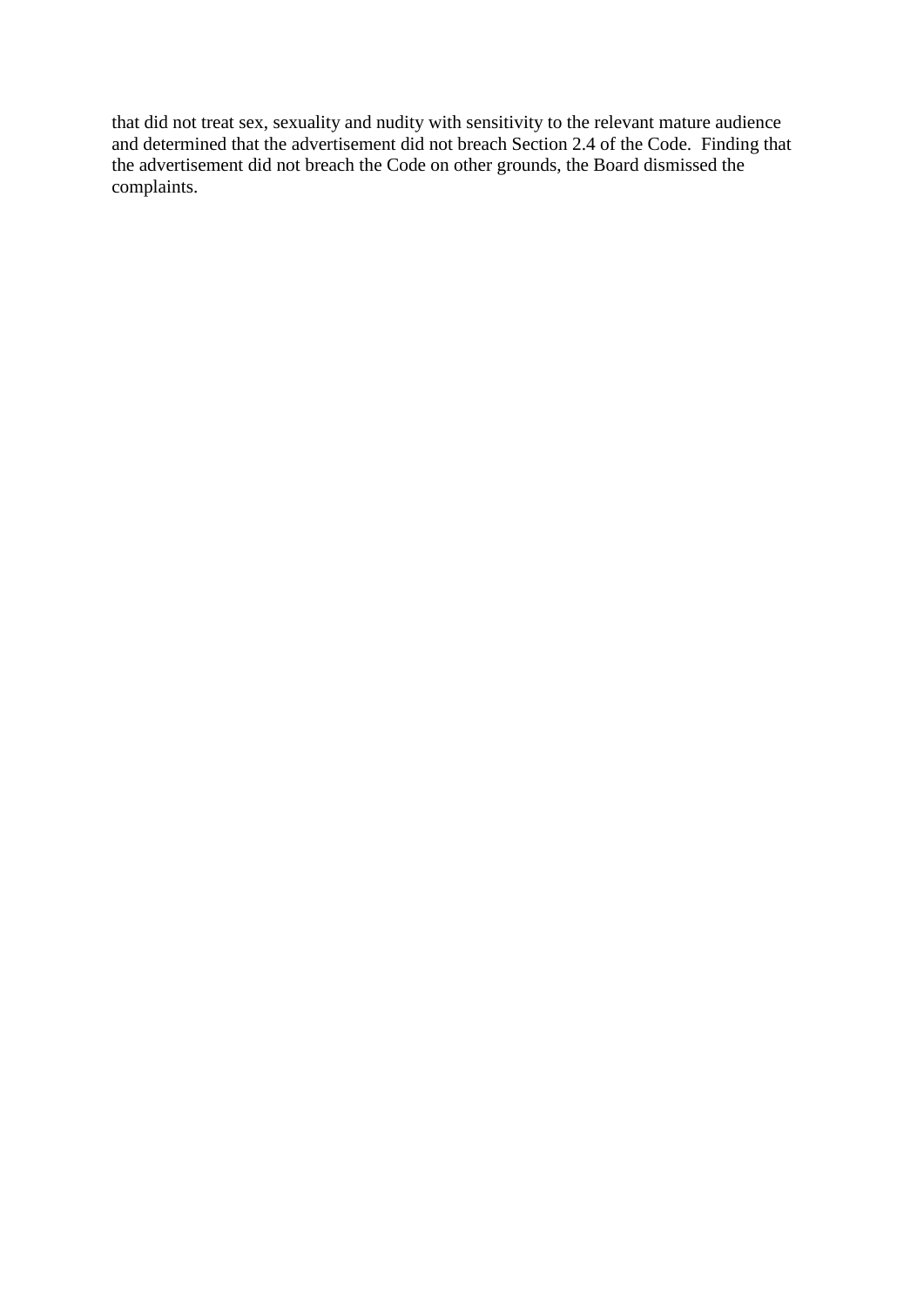that did not treat sex, sexuality and nudity with sensitivity to the relevant mature audience and determined that the advertisement did not breach Section 2.4 of the Code. Finding that the advertisement did not breach the Code on other grounds, the Board dismissed the complaints.